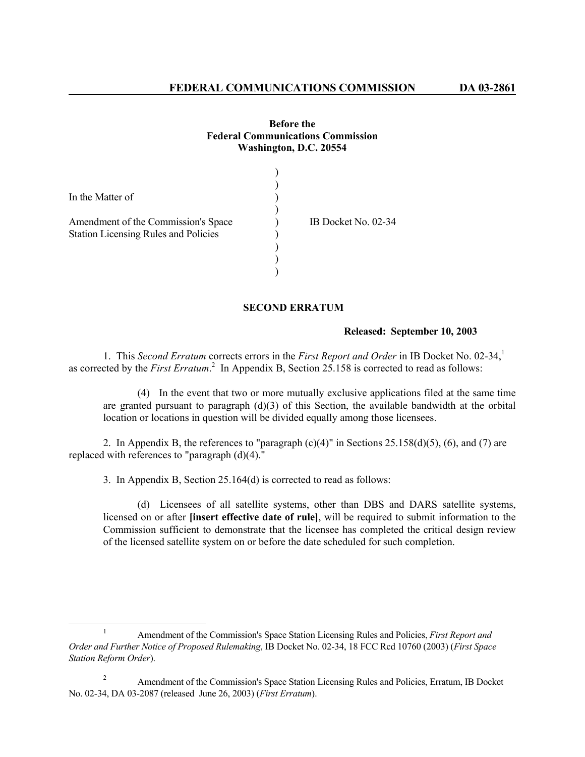**FEDERAL COMMUNICATIONS COMMISSION DA 03-2861**

**Before the**
**Federal Communications Commission**
**Washington, D.C. 20554**

In the Matter of

Amendment of the Commission's Space Station Licensing Rules and Policies

IB Docket No. 02-34

## SECOND ERRATUM

**Released: September 10, 2003**

1. This *Second Erratum* corrects errors in the *First Report and Order* in IB Docket No. 02-34,[1] as corrected by the *First Erratum*.[2] In Appendix B, Section 25.158 is corrected to read as follows:

> (4) In the event that two or more mutually exclusive applications filed at the same time are granted pursuant to paragraph (d)(3) of this Section, the available bandwidth at the orbital location or locations in question will be divided equally among those licensees.

2. In Appendix B, the references to "paragraph (c)(4)" in Sections 25.158(d)(5), (6), and (7) are replaced with references to "paragraph (d)(4)."

3. In Appendix B, Section 25.164(d) is corrected to read as follows:

> (d) Licensees of all satellite systems, other than DBS and DARS satellite systems, licensed on or after **[insert effective date of rule]**, will be required to submit information to the Commission sufficient to demonstrate that the licensee has completed the critical design review of the licensed satellite system on or before the date scheduled for such completion.

---

[1] Amendment of the Commission's Space Station Licensing Rules and Policies, *First Report and Order and Further Notice of Proposed Rulemaking*, IB Docket No. 02-34, 18 FCC Rcd 10760 (2003) (*First Space Station Reform Order*).

[2] Amendment of the Commission's Space Station Licensing Rules and Policies, Erratum, IB Docket No. 02-34, DA 03-2087 (released June 26, 2003) (*First Erratum*).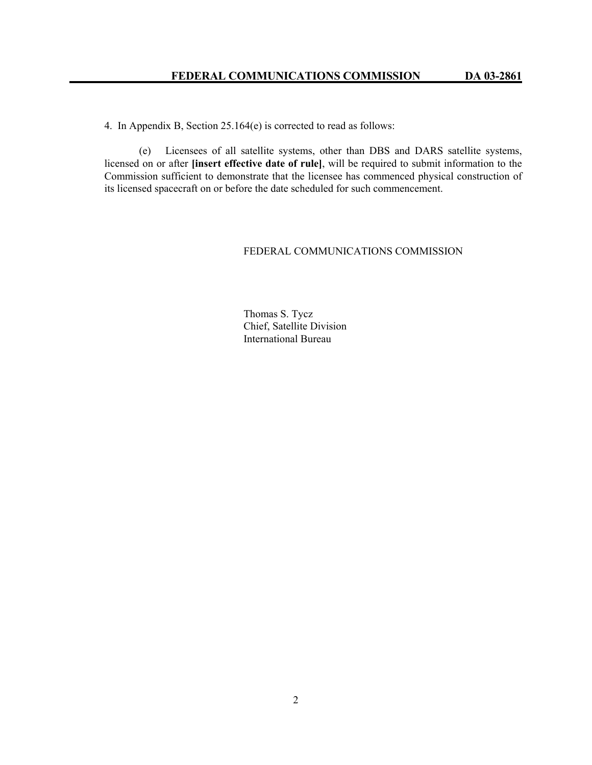4. In Appendix B, Section 25.164(e) is corrected to read as follows:

(e) Licensees of all satellite systems, other than DBS and DARS satellite systems, licensed on or after **[insert effective date of rule]**, will be required to submit information to the Commission sufficient to demonstrate that the licensee has commenced physical construction of its licensed spacecraft on or before the date scheduled for such commencement.

FEDERAL COMMUNICATIONS COMMISSION

Thomas S. Tycz
Chief, Satellite Division
International Bureau